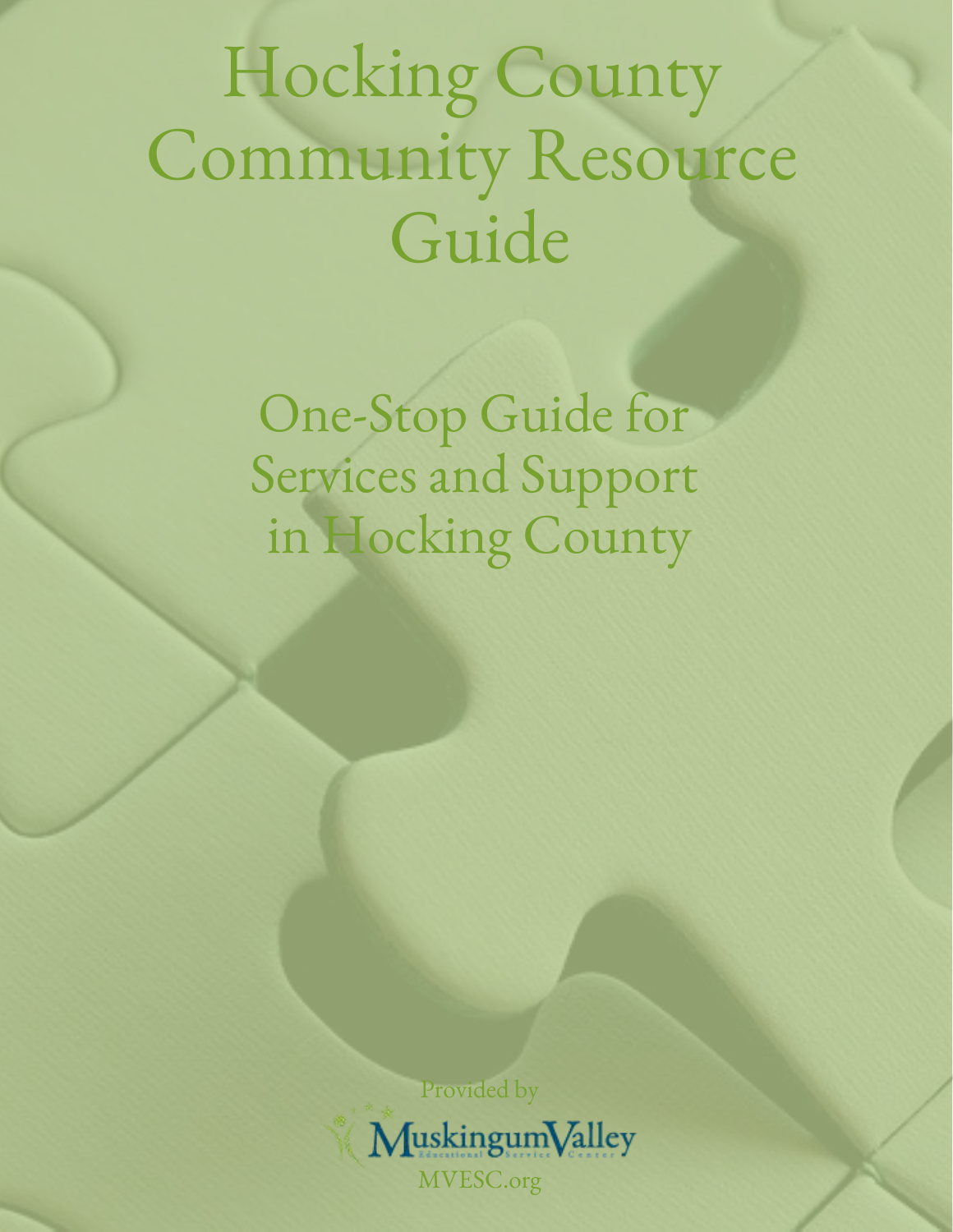# Hocking County Community Resource Guide

## One-Stop Guide for Services and Support in Hocking County

Provided by

Muskingum Valley Educational Service Center

MVESC.org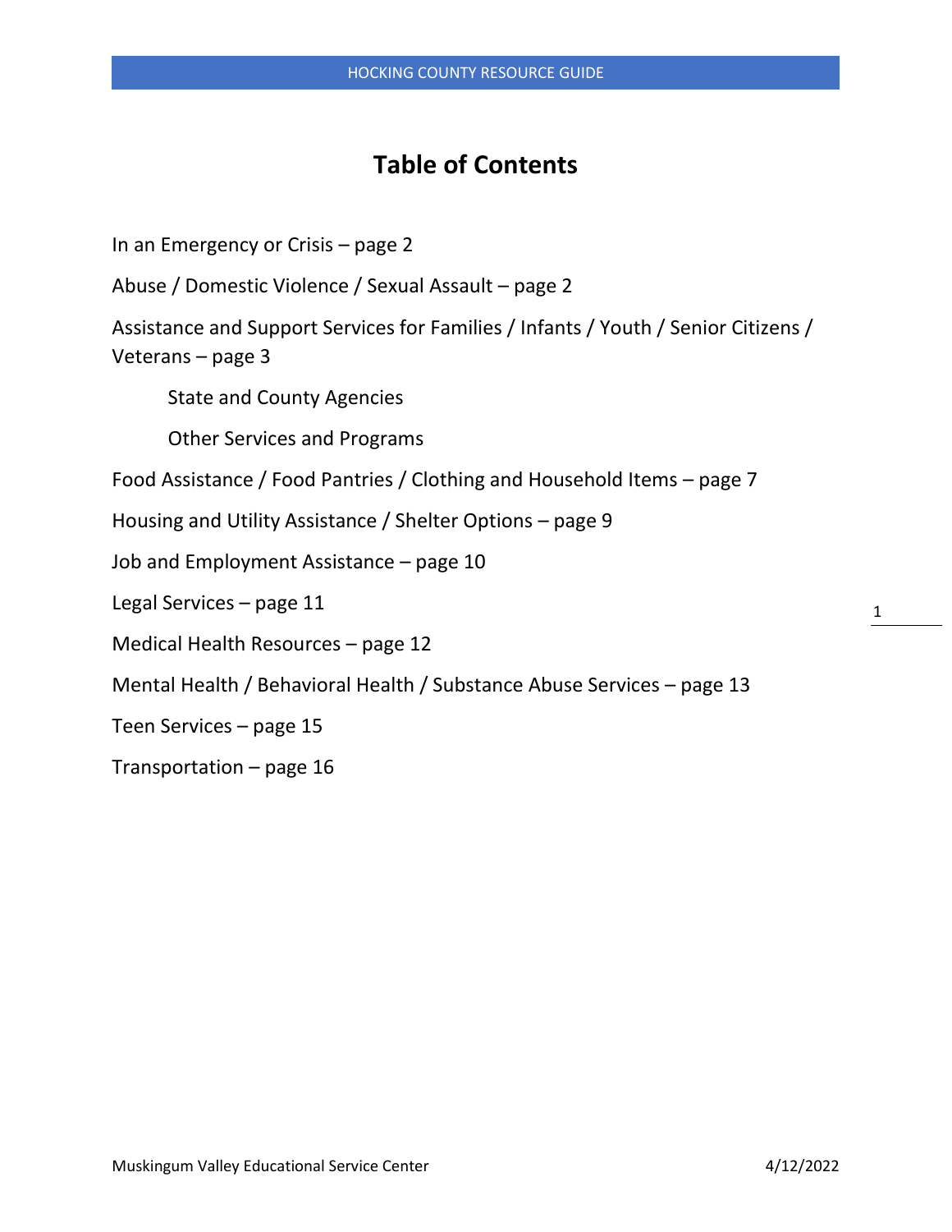# Table of Contents

In an Emergency or Crisis – page 2

Abuse / Domestic Violence / Sexual Assault – page 2

Assistance and Support Services for Families / Infants / Youth / Senior Citizens / Veterans – page 3

- State and County Agencies
- Other Services and Programs

Food Assistance / Food Pantries / Clothing and Household Items – page 7

Housing and Utility Assistance / Shelter Options – page 9

Job and Employment Assistance – page 10

Legal Services – page 11

Medical Health Resources – page 12

Mental Health / Behavioral Health / Substance Abuse Services – page 13

Teen Services – page 15

Transportation – page 16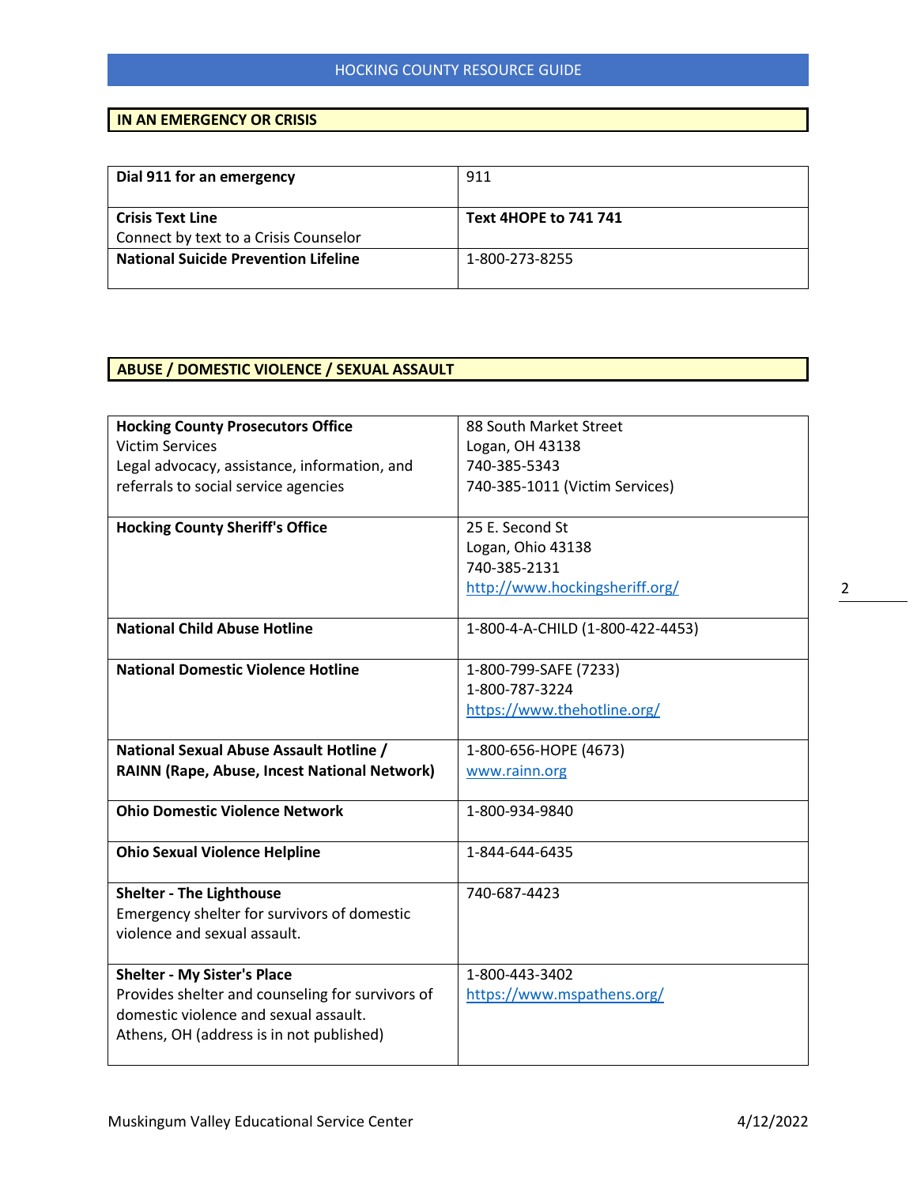## IN AN EMERGENCY OR CRISIS

| | |
|---|---|
| **Dial 911 for an emergency** | 911 |
| **Crisis Text Line**<br>Connect by text to a Crisis Counselor | **Text 4HOPE to 741 741** |
| **National Suicide Prevention Lifeline** | 1-800-273-8255 |

## ABUSE / DOMESTIC VIOLENCE / SEXUAL ASSAULT

| | |
|---|---|
| **Hocking County Prosecutors Office**<br>Victim Services<br>Legal advocacy, assistance, information, and referrals to social service agencies | 88 South Market Street<br>Logan, OH 43138<br>740-385-5343<br>740-385-1011 (Victim Services) |
| **Hocking County Sheriff's Office** | 25 E. Second St<br>Logan, Ohio 43138<br>740-385-2131<br>http://www.hockingsheriff.org/ |
| **National Child Abuse Hotline** | 1-800-4-A-CHILD (1-800-422-4453) |
| **National Domestic Violence Hotline** | 1-800-799-SAFE (7233)<br>1-800-787-3224<br>https://www.thehotline.org/ |
| **National Sexual Abuse Assault Hotline / RAINN (Rape, Abuse, Incest National Network)** | 1-800-656-HOPE (4673)<br>www.rainn.org |
| **Ohio Domestic Violence Network** | 1-800-934-9840 |
| **Ohio Sexual Violence Helpline** | 1-844-644-6435 |
| **Shelter - The Lighthouse**<br>Emergency shelter for survivors of domestic violence and sexual assault. | 740-687-4423 |
| **Shelter - My Sister's Place**<br>Provides shelter and counseling for survivors of domestic violence and sexual assault.<br>Athens, OH (address is in not published) | 1-800-443-3402<br>https://www.mspathens.org/ |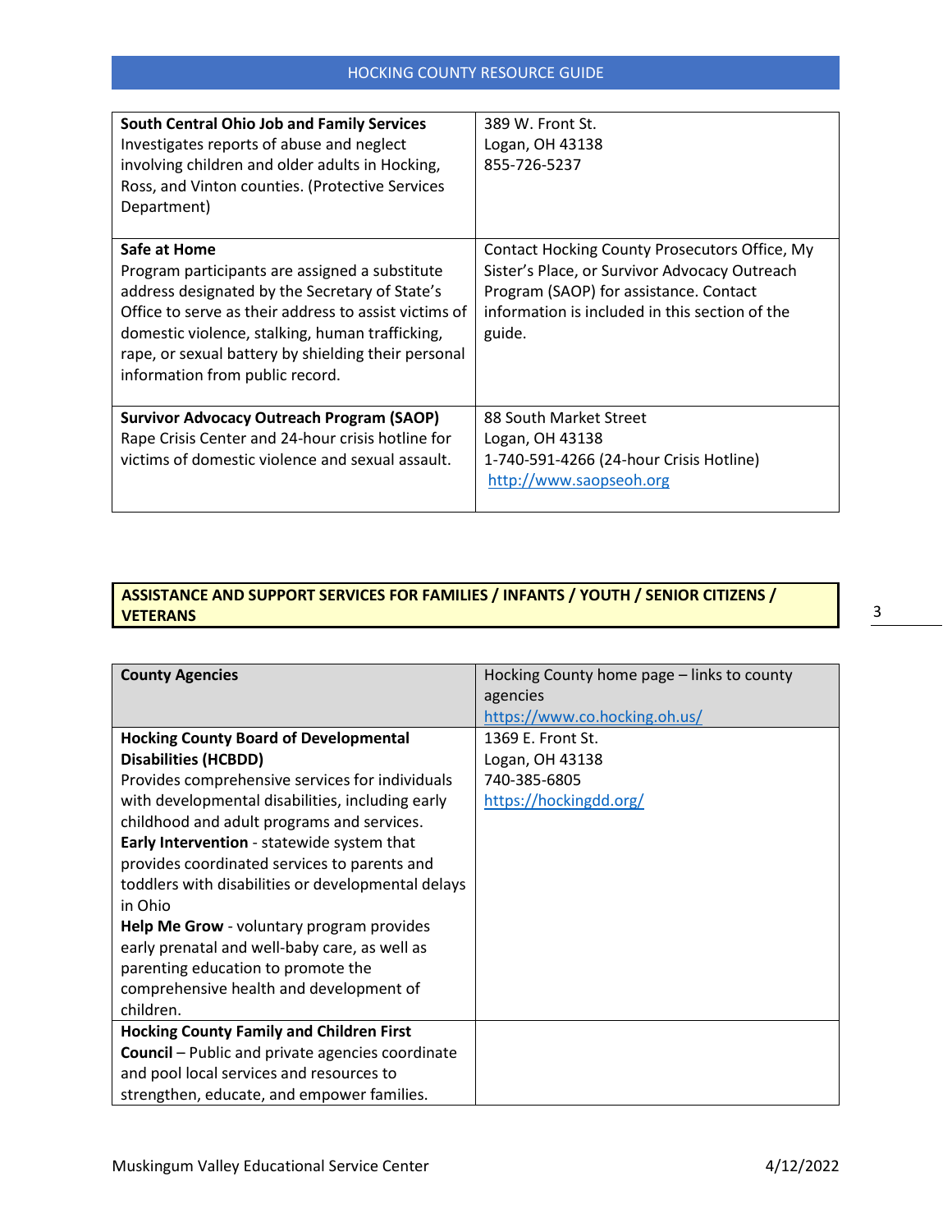| | |
|---|---|
| **South Central Ohio Job and Family Services** Investigates reports of abuse and neglect involving children and older adults in Hocking, Ross, and Vinton counties. (Protective Services Department) | 389 W. Front St. Logan, OH 43138 855-726-5237 |
| **Safe at Home** Program participants are assigned a substitute address designated by the Secretary of State's Office to serve as their address to assist victims of domestic violence, stalking, human trafficking, rape, or sexual battery by shielding their personal information from public record. | Contact Hocking County Prosecutors Office, My Sister's Place, or Survivor Advocacy Outreach Program (SAOP) for assistance. Contact information is included in this section of the guide. |
| **Survivor Advocacy Outreach Program (SAOP)** Rape Crisis Center and 24-hour crisis hotline for victims of domestic violence and sexual assault. | 88 South Market Street Logan, OH 43138 1-740-591-4266 (24-hour Crisis Hotline) http://www.saopseoh.org |

## ASSISTANCE AND SUPPORT SERVICES FOR FAMILIES / INFANTS / YOUTH / SENIOR CITIZENS / VETERANS

| **County Agencies** | Hocking County home page – links to county agencies https://www.co.hocking.oh.us/ |
|---|---|
| **Hocking County Board of Developmental Disabilities (HCBDD)** Provides comprehensive services for individuals with developmental disabilities, including early childhood and adult programs and services. **Early Intervention** - statewide system that provides coordinated services to parents and toddlers with disabilities or developmental delays in Ohio **Help Me Grow** - voluntary program provides early prenatal and well-baby care, as well as parenting education to promote the comprehensive health and development of children. | 1369 E. Front St. Logan, OH 43138 740-385-6805 https://hockingdd.org/ |
| **Hocking County Family and Children First Council** – Public and private agencies coordinate and pool local services and resources to strengthen, educate, and empower families. | |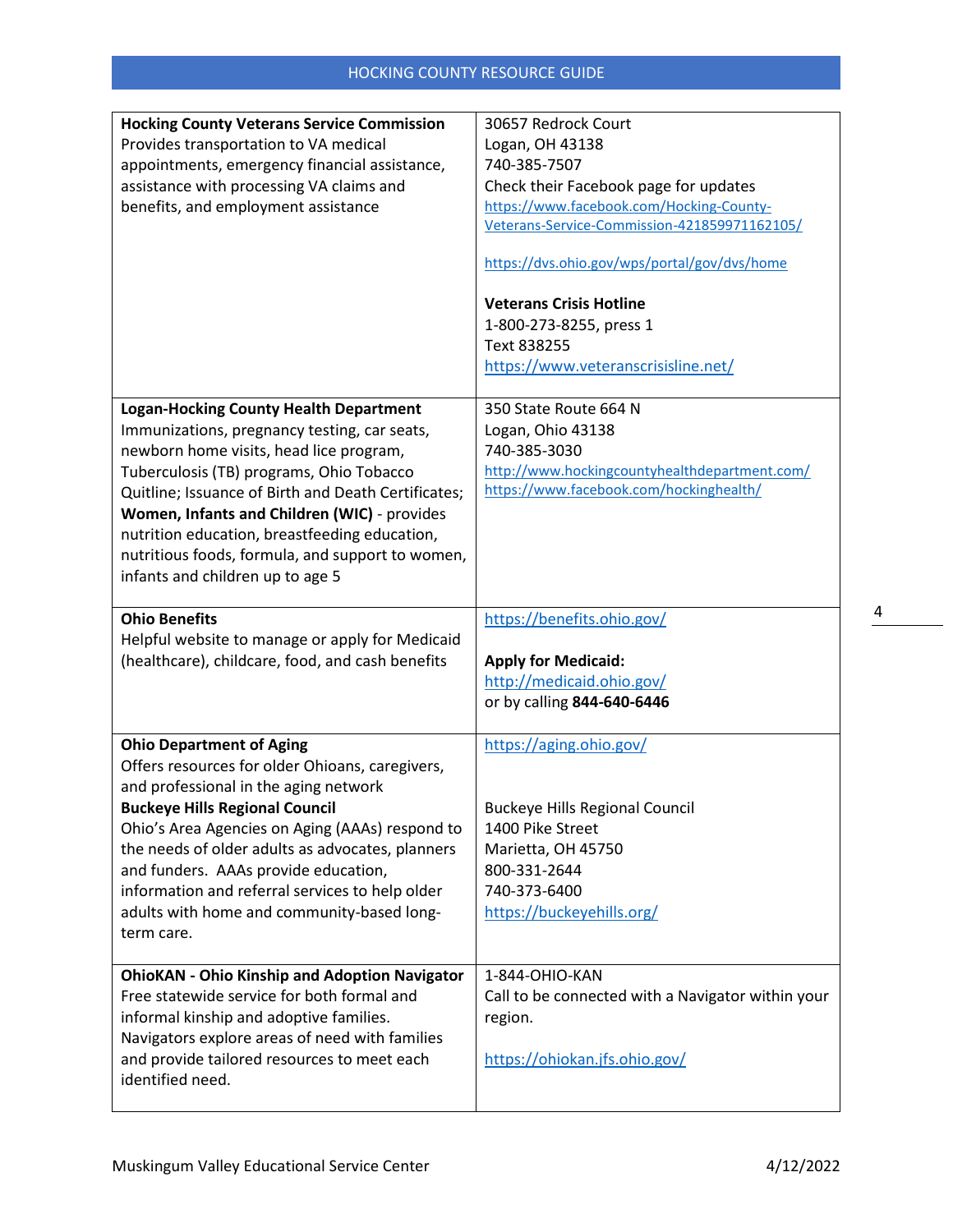| | |
|---|---|
| **Hocking County Veterans Service Commission**<br>Provides transportation to VA medical appointments, emergency financial assistance, assistance with processing VA claims and benefits, and employment assistance | 30657 Redrock Court<br>Logan, OH 43138<br>740-385-7507<br>Check their Facebook page for updates<br>https://www.facebook.com/Hocking-County-Veterans-Service-Commission-421859971162105/<br><br>https://dvs.ohio.gov/wps/portal/gov/dvs/home<br><br>**Veterans Crisis Hotline**<br>1-800-273-8255, press 1<br>Text 838255<br>https://www.veteranscrisisline.net/ |
| **Logan-Hocking County Health Department**<br>Immunizations, pregnancy testing, car seats, newborn home visits, head lice program, Tuberculosis (TB) programs, Ohio Tobacco Quitline; Issuance of Birth and Death Certificates; **Women, Infants and Children (WIC)** - provides nutrition education, breastfeeding education, nutritious foods, formula, and support to women, infants and children up to age 5 | 350 State Route 664 N<br>Logan, Ohio 43138<br>740-385-3030<br>http://www.hockingcountyhealthdepartment.com/<br>https://www.facebook.com/hockinghealth/ |
| **Ohio Benefits**<br>Helpful website to manage or apply for Medicaid (healthcare), childcare, food, and cash benefits | https://benefits.ohio.gov/<br><br>**Apply for Medicaid:**<br>http://medicaid.ohio.gov/<br>or by calling **844-640-6446** |
| **Ohio Department of Aging**<br>Offers resources for older Ohioans, caregivers, and professional in the aging network<br>**Buckeye Hills Regional Council**<br>Ohio's Area Agencies on Aging (AAAs) respond to the needs of older adults as advocates, planners and funders. AAAs provide education, information and referral services to help older adults with home and community-based long-term care. | https://aging.ohio.gov/<br><br><br>Buckeye Hills Regional Council<br>1400 Pike Street<br>Marietta, OH 45750<br>800-331-2644<br>740-373-6400<br>https://buckeyehills.org/ |
| **OhioKAN - Ohio Kinship and Adoption Navigator**<br>Free statewide service for both formal and informal kinship and adoptive families. Navigators explore areas of need with families and provide tailored resources to meet each identified need. | 1-844-OHIO-KAN<br>Call to be connected with a Navigator within your region.<br><br>https://ohiokan.jfs.ohio.gov/ |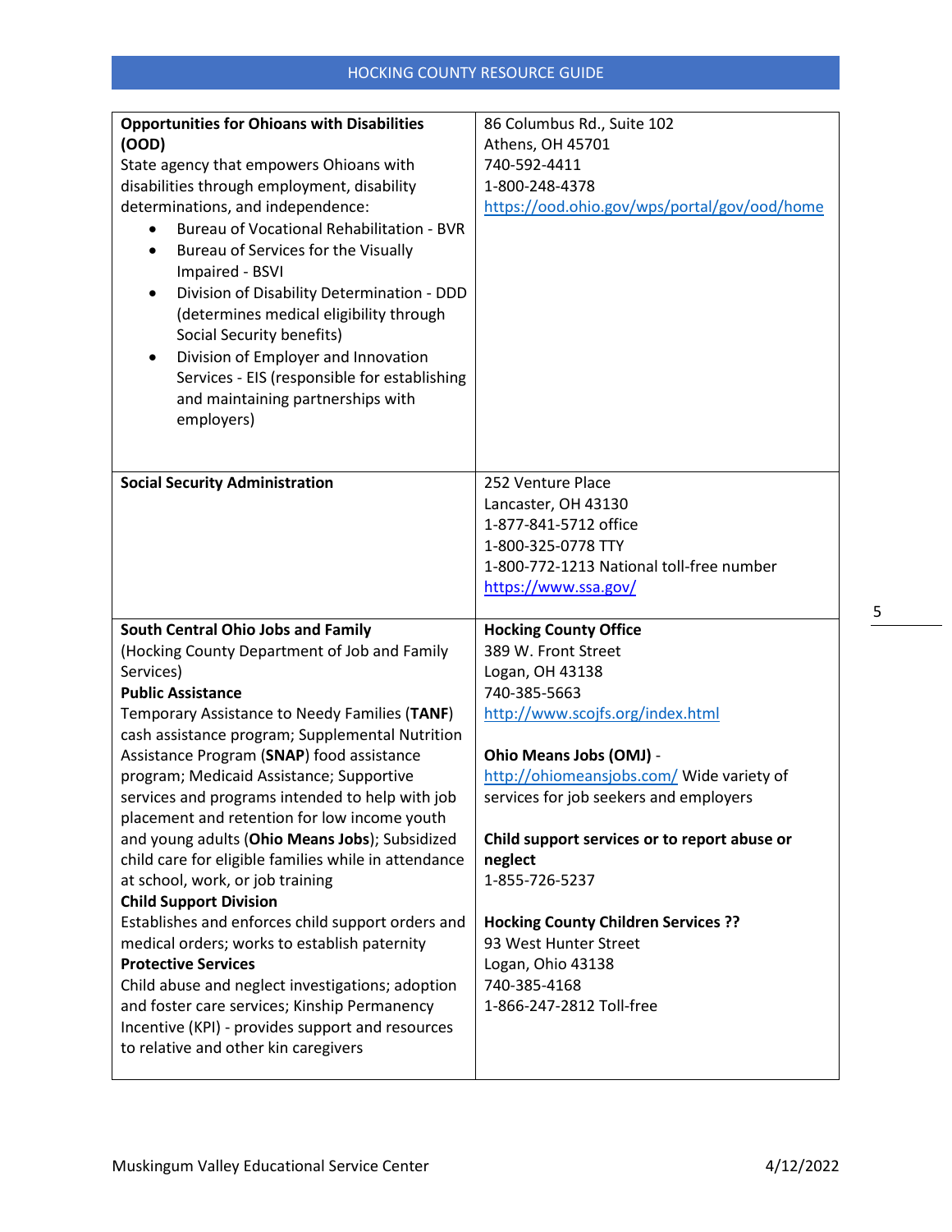| | |
|---|---|
| **Opportunities for Ohioans with Disabilities (OOD)**<br>State agency that empowers Ohioans with disabilities through employment, disability determinations, and independence:<br>• Bureau of Vocational Rehabilitation - BVR<br>• Bureau of Services for the Visually Impaired - BSVI<br>• Division of Disability Determination - DDD (determines medical eligibility through Social Security benefits)<br>• Division of Employer and Innovation Services - EIS (responsible for establishing and maintaining partnerships with employers) | 86 Columbus Rd., Suite 102<br>Athens, OH 45701<br>740-592-4411<br>1-800-248-4378<br>https://ood.ohio.gov/wps/portal/gov/ood/home |
| **Social Security Administration** | 252 Venture Place<br>Lancaster, OH 43130<br>1-877-841-5712 office<br>1-800-325-0778 TTY<br>1-800-772-1213 National toll-free number<br>https://www.ssa.gov/ |
| **South Central Ohio Jobs and Family** (Hocking County Department of Job and Family Services)<br>**Public Assistance**<br>Temporary Assistance to Needy Families (**TANF**) cash assistance program; Supplemental Nutrition Assistance Program (**SNAP**) food assistance program; Medicaid Assistance; Supportive services and programs intended to help with job placement and retention for low income youth and young adults (**Ohio Means Jobs**); Subsidized child care for eligible families while in attendance at school, work, or job training<br>**Child Support Division**<br>Establishes and enforces child support orders and medical orders; works to establish paternity<br>**Protective Services**<br>Child abuse and neglect investigations; adoption and foster care services; Kinship Permanency Incentive (KPI) - provides support and resources to relative and other kin caregivers | **Hocking County Office**<br>389 W. Front Street<br>Logan, OH 43138<br>740-385-5663<br>http://www.scojfs.org/index.html<br><br>**Ohio Means Jobs (OMJ)** - http://ohiomeansjobs.com/ Wide variety of services for job seekers and employers<br><br>**Child support services or to report abuse or neglect**<br>1-855-726-5237<br><br>**Hocking County Children Services ??**<br>93 West Hunter Street<br>Logan, Ohio 43138<br>740-385-4168<br>1-866-247-2812 Toll-free |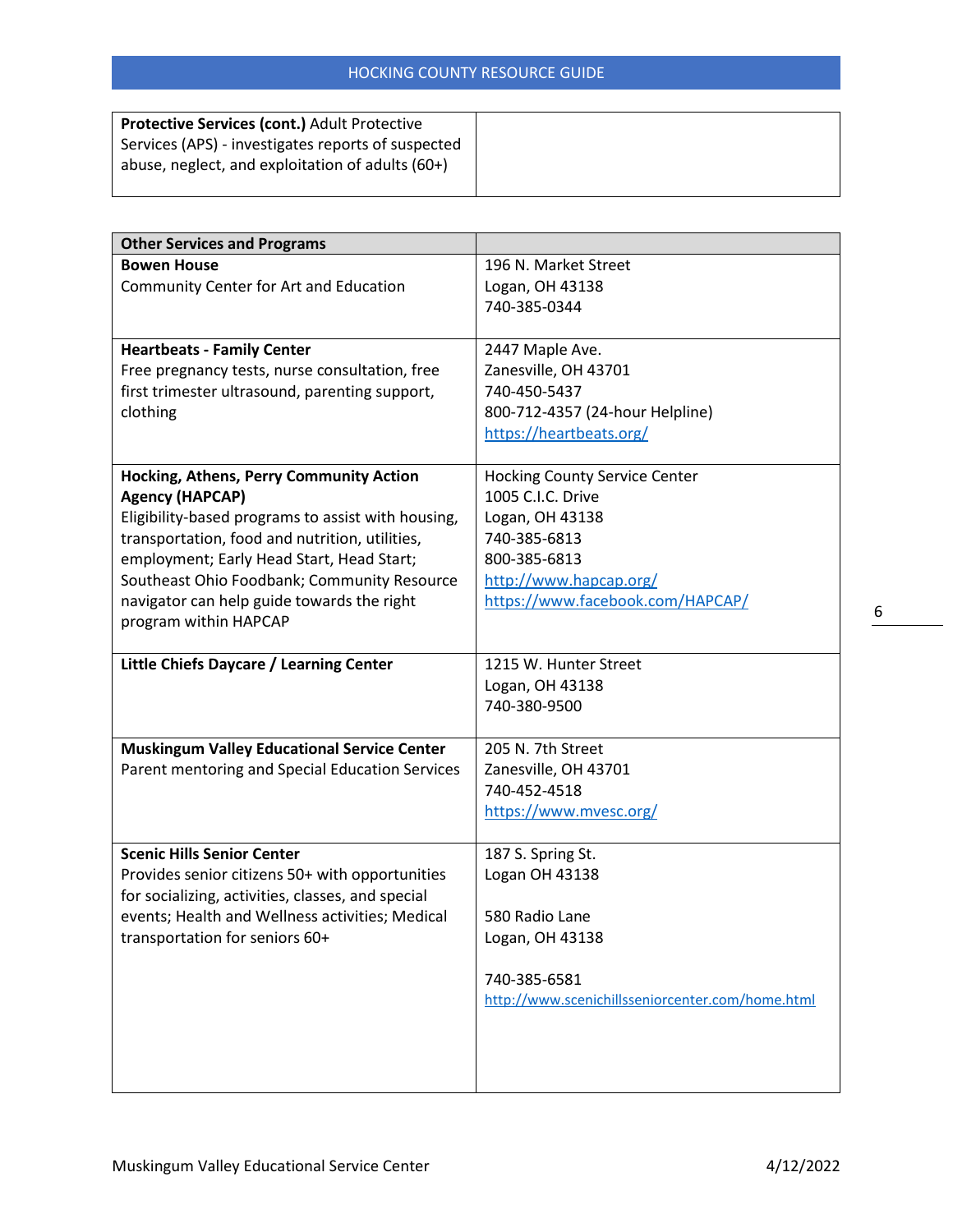| **Protective Services (cont.)** Adult Protective Services (APS) - investigates reports of suspected abuse, neglect, and exploitation of adults (60+) | |
|---|---|

| **Other Services and Programs** | |
|---|---|
| **Bowen House**<br>Community Center for Art and Education | 196 N. Market Street<br>Logan, OH 43138<br>740-385-0344 |
| **Heartbeats - Family Center**<br>Free pregnancy tests, nurse consultation, free first trimester ultrasound, parenting support, clothing | 2447 Maple Ave.<br>Zanesville, OH 43701<br>740-450-5437<br>800-712-4357 (24-hour Helpline)<br>https://heartbeats.org/ |
| **Hocking, Athens, Perry Community Action Agency (HAPCAP)**<br>Eligibility-based programs to assist with housing, transportation, food and nutrition, utilities, employment; Early Head Start, Head Start; Southeast Ohio Foodbank; Community Resource navigator can help guide towards the right program within HAPCAP | Hocking County Service Center<br>1005 C.I.C. Drive<br>Logan, OH 43138<br>740-385-6813<br>800-385-6813<br>http://www.hapcap.org/<br>https://www.facebook.com/HAPCAP/ |
| **Little Chiefs Daycare / Learning Center** | 1215 W. Hunter Street<br>Logan, OH 43138<br>740-380-9500 |
| **Muskingum Valley Educational Service Center**<br>Parent mentoring and Special Education Services | 205 N. 7th Street<br>Zanesville, OH 43701<br>740-452-4518<br>https://www.mvesc.org/ |
| **Scenic Hills Senior Center**<br>Provides senior citizens 50+ with opportunities for socializing, activities, classes, and special events; Health and Wellness activities; Medical transportation for seniors 60+ | 187 S. Spring St.<br>Logan OH 43138<br><br>580 Radio Lane<br>Logan, OH 43138<br><br>740-385-6581<br>http://www.scenichillsseniorcenter.com/home.html |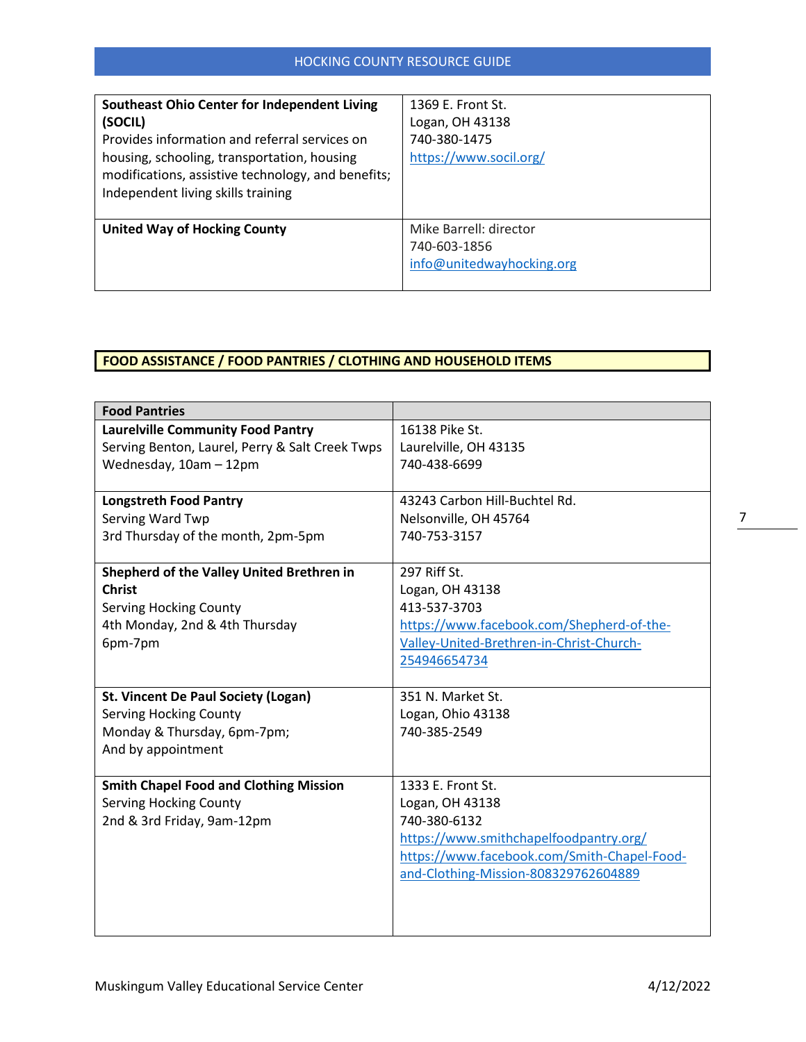| | |
|---|---|
| **Southeast Ohio Center for Independent Living (SOCIL)**<br>Provides information and referral services on housing, schooling, transportation, housing modifications, assistive technology, and benefits; Independent living skills training | 1369 E. Front St.<br>Logan, OH 43138<br>740-380-1475<br>https://www.socil.org/ |
| **United Way of Hocking County** | Mike Barrell: director<br>740-603-1856<br>info@unitedwayhocking.org |

## FOOD ASSISTANCE / FOOD PANTRIES / CLOTHING AND HOUSEHOLD ITEMS

| **Food Pantries** | |
|---|---|
| **Laurelville Community Food Pantry**<br>Serving Benton, Laurel, Perry & Salt Creek Twps<br>Wednesday, 10am – 12pm | 16138 Pike St.<br>Laurelville, OH 43135<br>740-438-6699 |
| **Longstreth Food Pantry**<br>Serving Ward Twp<br>3rd Thursday of the month, 2pm-5pm | 43243 Carbon Hill-Buchtel Rd.<br>Nelsonville, OH 45764<br>740-753-3157 |
| **Shepherd of the Valley United Brethren in Christ**<br>Serving Hocking County<br>4th Monday, 2nd & 4th Thursday<br>6pm-7pm | 297 Riff St.<br>Logan, OH 43138<br>413-537-3703<br>https://www.facebook.com/Shepherd-of-the-Valley-United-Brethren-in-Christ-Church-254946654734 |
| **St. Vincent De Paul Society (Logan)**<br>Serving Hocking County<br>Monday & Thursday, 6pm-7pm;<br>And by appointment | 351 N. Market St.<br>Logan, Ohio 43138<br>740-385-2549 |
| **Smith Chapel Food and Clothing Mission**<br>Serving Hocking County<br>2nd & 3rd Friday, 9am-12pm | 1333 E. Front St.<br>Logan, OH 43138<br>740-380-6132<br>https://www.smithchapelfoodpantry.org/<br>https://www.facebook.com/Smith-Chapel-Food-and-Clothing-Mission-808329762604889 |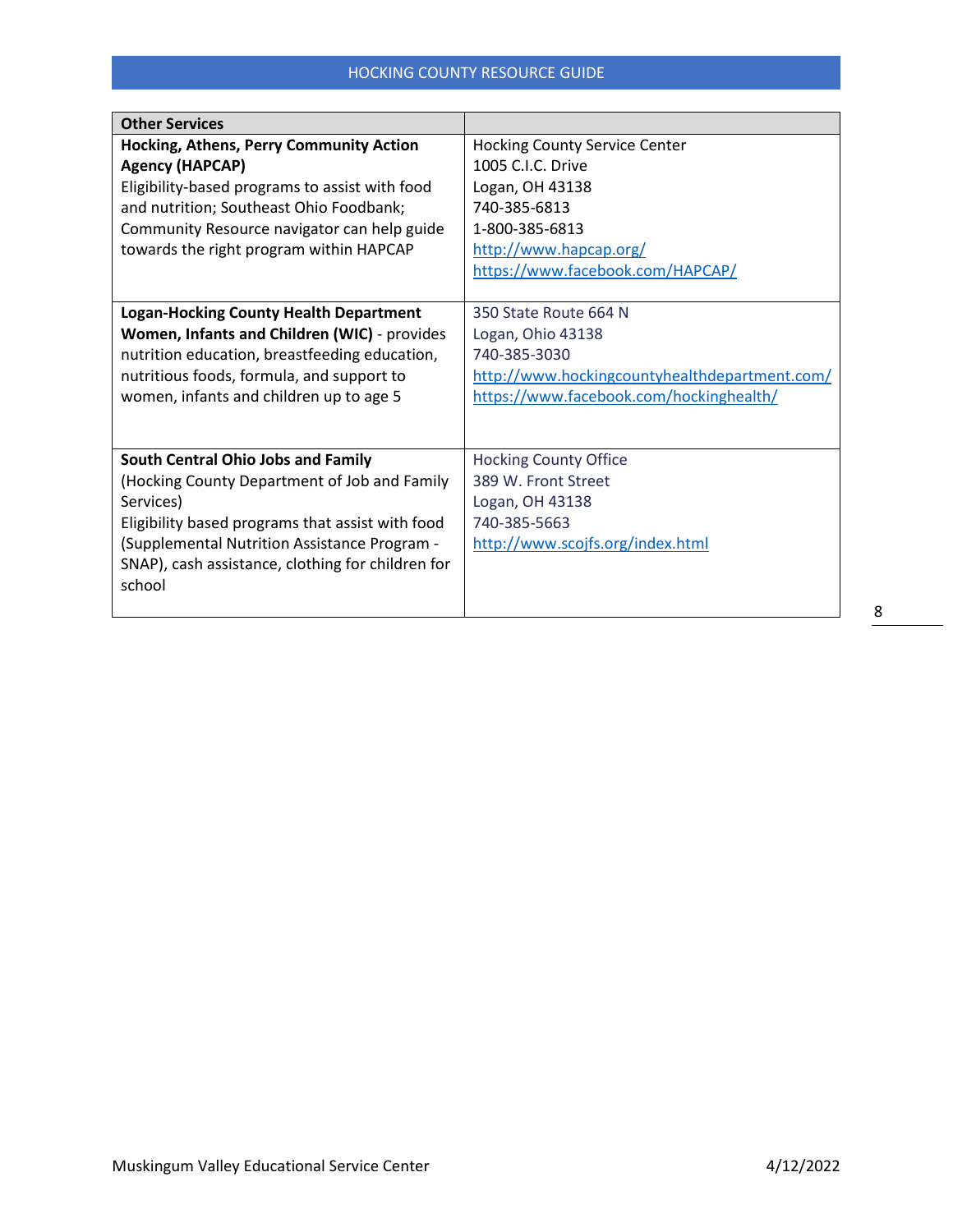| **Other Services** | |
|---|---|
| **Hocking, Athens, Perry Community Action Agency (HAPCAP)**<br>Eligibility-based programs to assist with food and nutrition; Southeast Ohio Foodbank; Community Resource navigator can help guide towards the right program within HAPCAP | Hocking County Service Center<br>1005 C.I.C. Drive<br>Logan, OH 43138<br>740-385-6813<br>1-800-385-6813<br>http://www.hapcap.org/<br>https://www.facebook.com/HAPCAP/ |
| **Logan-Hocking County Health Department Women, Infants and Children (WIC)** - provides nutrition education, breastfeeding education, nutritious foods, formula, and support to women, infants and children up to age 5 | 350 State Route 664 N<br>Logan, Ohio 43138<br>740-385-3030<br>http://www.hockingcountyhealthdepartment.com/<br>https://www.facebook.com/hockinghealth/ |
| **South Central Ohio Jobs and Family** (Hocking County Department of Job and Family Services)<br>Eligibility based programs that assist with food (Supplemental Nutrition Assistance Program - SNAP), cash assistance, clothing for children for school | Hocking County Office<br>389 W. Front Street<br>Logan, OH 43138<br>740-385-5663<br>http://www.scojfs.org/index.html |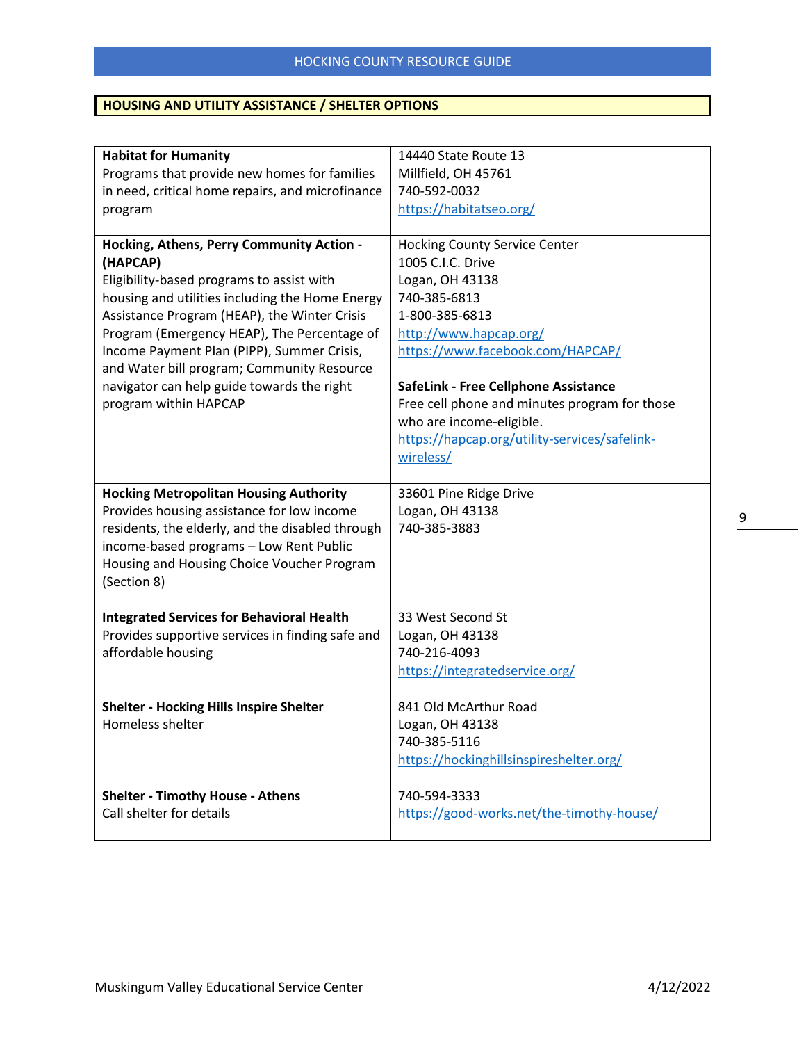## HOUSING AND UTILITY ASSISTANCE / SHELTER OPTIONS

| | |
|---|---|
| **Habitat for Humanity**<br>Programs that provide new homes for families in need, critical home repairs, and microfinance program | 14440 State Route 13<br>Millfield, OH 45761<br>740-592-0032<br>https://habitatseo.org/ |
| **Hocking, Athens, Perry Community Action - (HAPCAP)**<br>Eligibility-based programs to assist with housing and utilities including the Home Energy Assistance Program (HEAP), the Winter Crisis Program (Emergency HEAP), The Percentage of Income Payment Plan (PIPP), Summer Crisis, and Water bill program; Community Resource navigator can help guide towards the right program within HAPCAP | Hocking County Service Center<br>1005 C.I.C. Drive<br>Logan, OH 43138<br>740-385-6813<br>1-800-385-6813<br>http://www.hapcap.org/<br>https://www.facebook.com/HAPCAP/<br><br>**SafeLink - Free Cellphone Assistance**<br>Free cell phone and minutes program for those who are income-eligible.<br>https://hapcap.org/utility-services/safelink-wireless/ |
| **Hocking Metropolitan Housing Authority**<br>Provides housing assistance for low income residents, the elderly, and the disabled through income-based programs – Low Rent Public Housing and Housing Choice Voucher Program (Section 8) | 33601 Pine Ridge Drive<br>Logan, OH 43138<br>740-385-3883 |
| **Integrated Services for Behavioral Health**<br>Provides supportive services in finding safe and affordable housing | 33 West Second St<br>Logan, OH 43138<br>740-216-4093<br>https://integratedservice.org/ |
| **Shelter - Hocking Hills Inspire Shelter**<br>Homeless shelter | 841 Old McArthur Road<br>Logan, OH 43138<br>740-385-5116<br>https://hockinghillsinspireshelter.org/ |
| **Shelter - Timothy House - Athens**<br>Call shelter for details | 740-594-3333<br>https://good-works.net/the-timothy-house/ |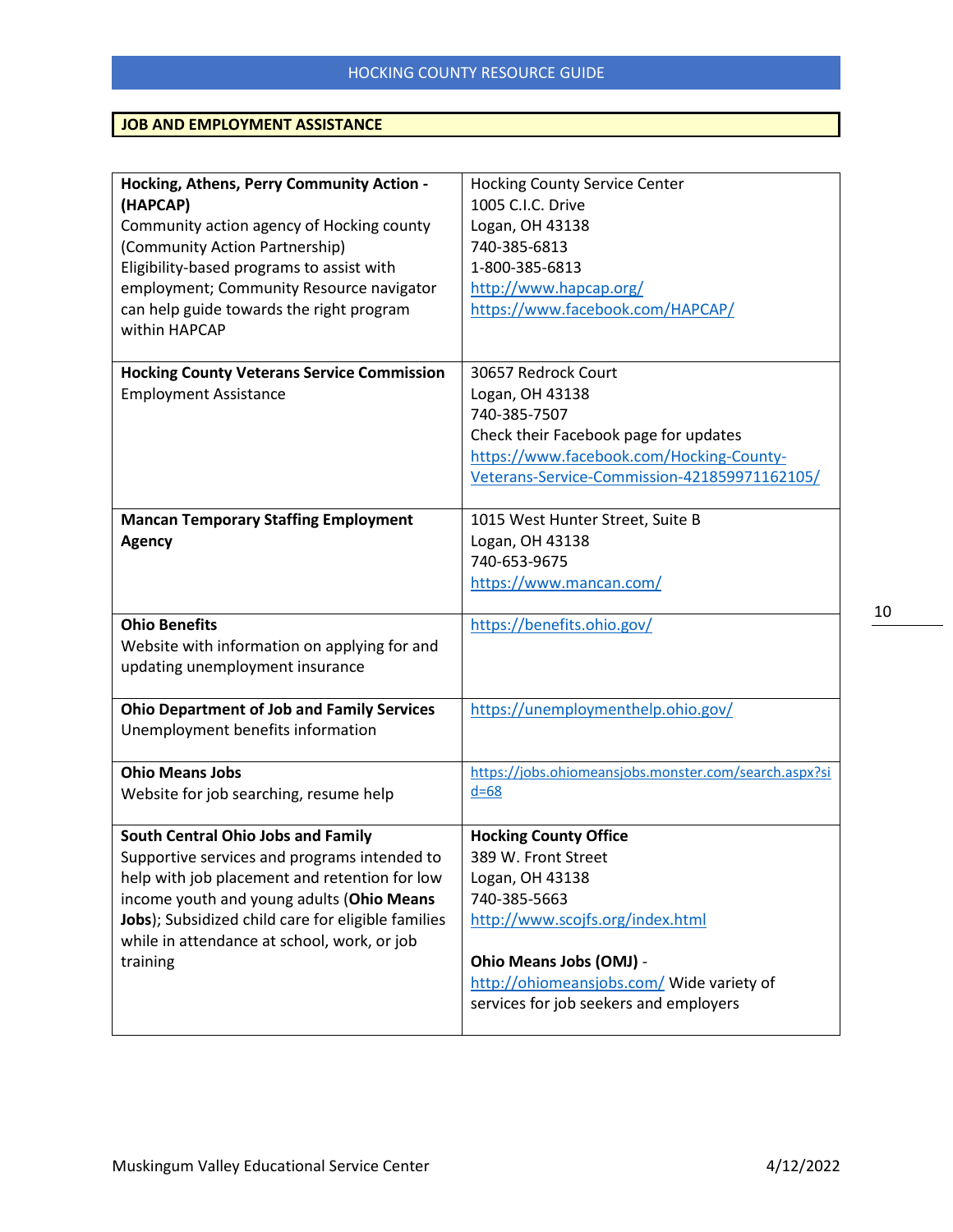## JOB AND EMPLOYMENT ASSISTANCE

| Organization | Contact |
|---|---|
| **Hocking, Athens, Perry Community Action - (HAPCAP)**<br>Community action agency of Hocking county (Community Action Partnership)<br>Eligibility-based programs to assist with employment; Community Resource navigator can help guide towards the right program within HAPCAP | Hocking County Service Center<br>1005 C.I.C. Drive<br>Logan, OH 43138<br>740-385-6813<br>1-800-385-6813<br>http://www.hapcap.org/<br>https://www.facebook.com/HAPCAP/ |
| **Hocking County Veterans Service Commission**<br>Employment Assistance | 30657 Redrock Court<br>Logan, OH 43138<br>740-385-7507<br>Check their Facebook page for updates<br>https://www.facebook.com/Hocking-County-Veterans-Service-Commission-421859971162105/ |
| **Mancan Temporary Staffing Employment Agency** | 1015 West Hunter Street, Suite B<br>Logan, OH 43138<br>740-653-9675<br>https://www.mancan.com/ |
| **Ohio Benefits**<br>Website with information on applying for and updating unemployment insurance | https://benefits.ohio.gov/ |
| **Ohio Department of Job and Family Services**<br>Unemployment benefits information | https://unemploymenthelp.ohio.gov/ |
| **Ohio Means Jobs**<br>Website for job searching, resume help | https://jobs.ohiomeansjobs.monster.com/search.aspx?sid=68 |
| **South Central Ohio Jobs and Family**<br>Supportive services and programs intended to help with job placement and retention for low income youth and young adults (**Ohio Means Jobs**); Subsidized child care for eligible families while in attendance at school, work, or job training | **Hocking County Office**<br>389 W. Front Street<br>Logan, OH 43138<br>740-385-5663<br>http://www.scojfs.org/index.html<br><br>**Ohio Means Jobs (OMJ)** - http://ohiomeansjobs.com/ Wide variety of services for job seekers and employers |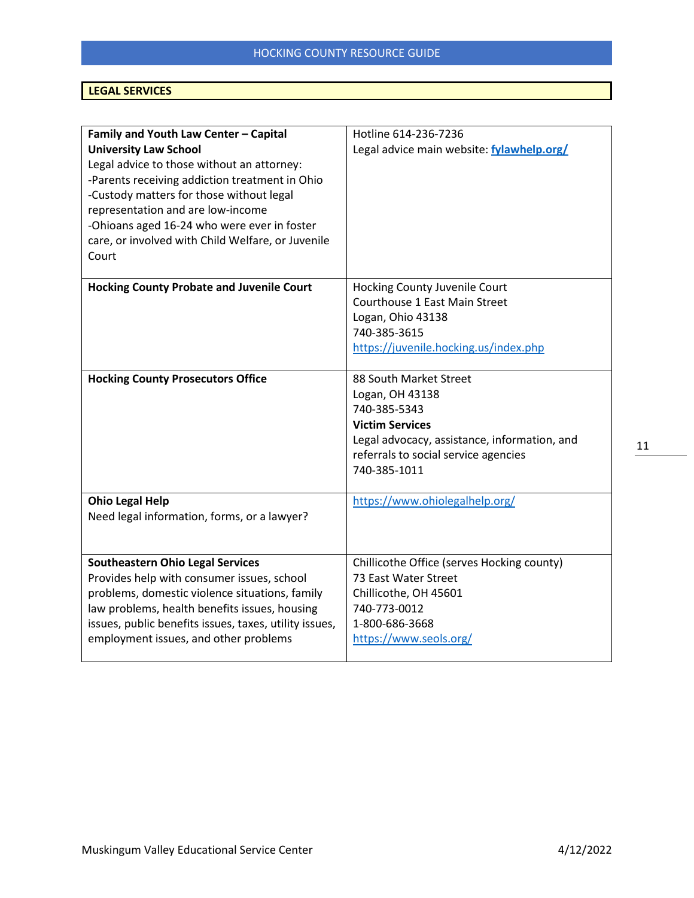## LEGAL SERVICES

| | |
|---|---|
| **Family and Youth Law Center – Capital University Law School**<br>Legal advice to those without an attorney:<br>-Parents receiving addiction treatment in Ohio<br>-Custody matters for those without legal representation and are low-income<br>-Ohioans aged 16-24 who were ever in foster care, or involved with Child Welfare, or Juvenile Court | Hotline 614-236-7236<br>Legal advice main website: **fylawhelp.org/** |
| **Hocking County Probate and Juvenile Court** | Hocking County Juvenile Court<br>Courthouse 1 East Main Street<br>Logan, Ohio 43138<br>740-385-3615<br>https://juvenile.hocking.us/index.php |
| **Hocking County Prosecutors Office** | 88 South Market Street<br>Logan, OH 43138<br>740-385-5343<br>**Victim Services**<br>Legal advocacy, assistance, information, and referrals to social service agencies<br>740-385-1011 |
| **Ohio Legal Help**<br>Need legal information, forms, or a lawyer? | https://www.ohiolegalhelp.org/ |
| **Southeastern Ohio Legal Services**<br>Provides help with consumer issues, school problems, domestic violence situations, family law problems, health benefits issues, housing issues, public benefits issues, taxes, utility issues, employment issues, and other problems | Chillicothe Office (serves Hocking county)<br>73 East Water Street<br>Chillicothe, OH 45601<br>740-773-0012<br>1-800-686-3668<br>https://www.seols.org/ |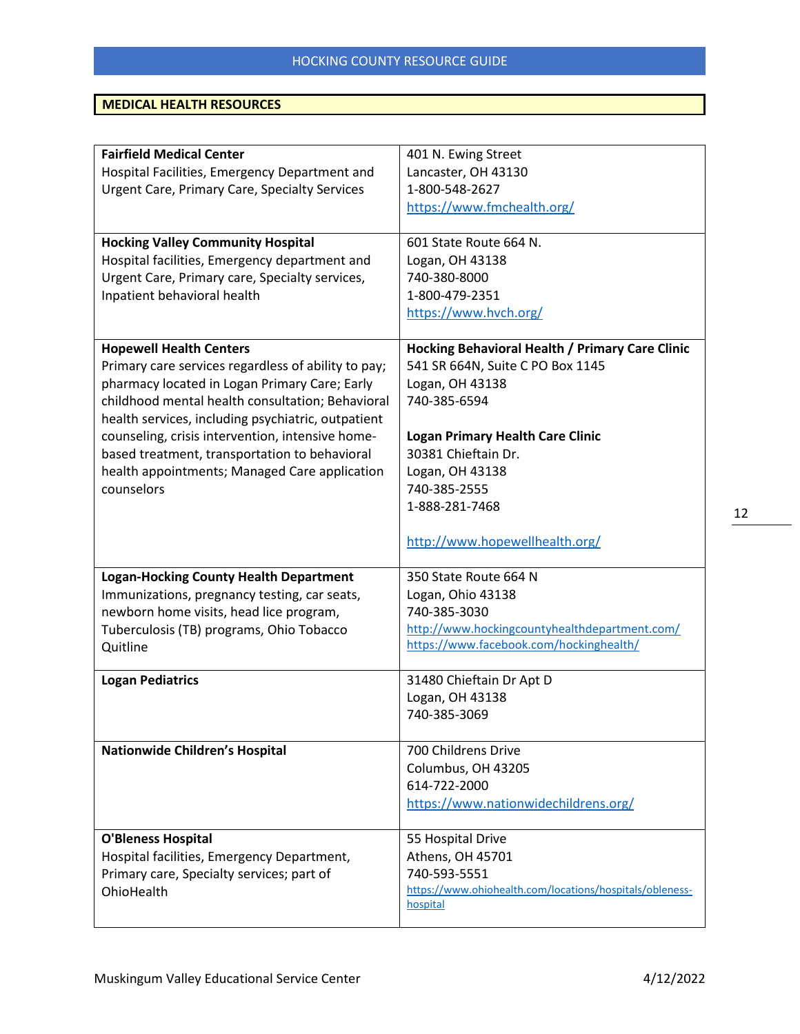## MEDICAL HEALTH RESOURCES

| | |
|---|---|
| **Fairfield Medical Center**<br>Hospital Facilities, Emergency Department and Urgent Care, Primary Care, Specialty Services | 401 N. Ewing Street<br>Lancaster, OH 43130<br>1-800-548-2627<br>https://www.fmchealth.org/ |
| **Hocking Valley Community Hospital**<br>Hospital facilities, Emergency department and Urgent Care, Primary care, Specialty services, Inpatient behavioral health | 601 State Route 664 N.<br>Logan, OH 43138<br>740-380-8000<br>1-800-479-2351<br>https://www.hvch.org/ |
| **Hopewell Health Centers**<br>Primary care services regardless of ability to pay; pharmacy located in Logan Primary Care; Early childhood mental health consultation; Behavioral health services, including psychiatric, outpatient counseling, crisis intervention, intensive home-based treatment, transportation to behavioral health appointments; Managed Care application counselors | **Hocking Behavioral Health / Primary Care Clinic**<br>541 SR 664N, Suite C PO Box 1145<br>Logan, OH 43138<br>740-385-6594<br><br>**Logan Primary Health Care Clinic**<br>30381 Chieftain Dr.<br>Logan, OH 43138<br>740-385-2555<br>1-888-281-7468<br><br>http://www.hopewellhealth.org/ |
| **Logan-Hocking County Health Department**<br>Immunizations, pregnancy testing, car seats, newborn home visits, head lice program, Tuberculosis (TB) programs, Ohio Tobacco Quitline | 350 State Route 664 N<br>Logan, Ohio 43138<br>740-385-3030<br>http://www.hockingcountyhealthdepartment.com/<br>https://www.facebook.com/hockinghealth/ |
| **Logan Pediatrics** | 31480 Chieftain Dr Apt D<br>Logan, OH 43138<br>740-385-3069 |
| **Nationwide Children's Hospital** | 700 Childrens Drive<br>Columbus, OH 43205<br>614-722-2000<br>https://www.nationwidechildrens.org/ |
| **O'Bleness Hospital**<br>Hospital facilities, Emergency Department, Primary care, Specialty services; part of OhioHealth | 55 Hospital Drive<br>Athens, OH 45701<br>740-593-5551<br>https://www.ohiohealth.com/locations/hospitals/obleness-hospital |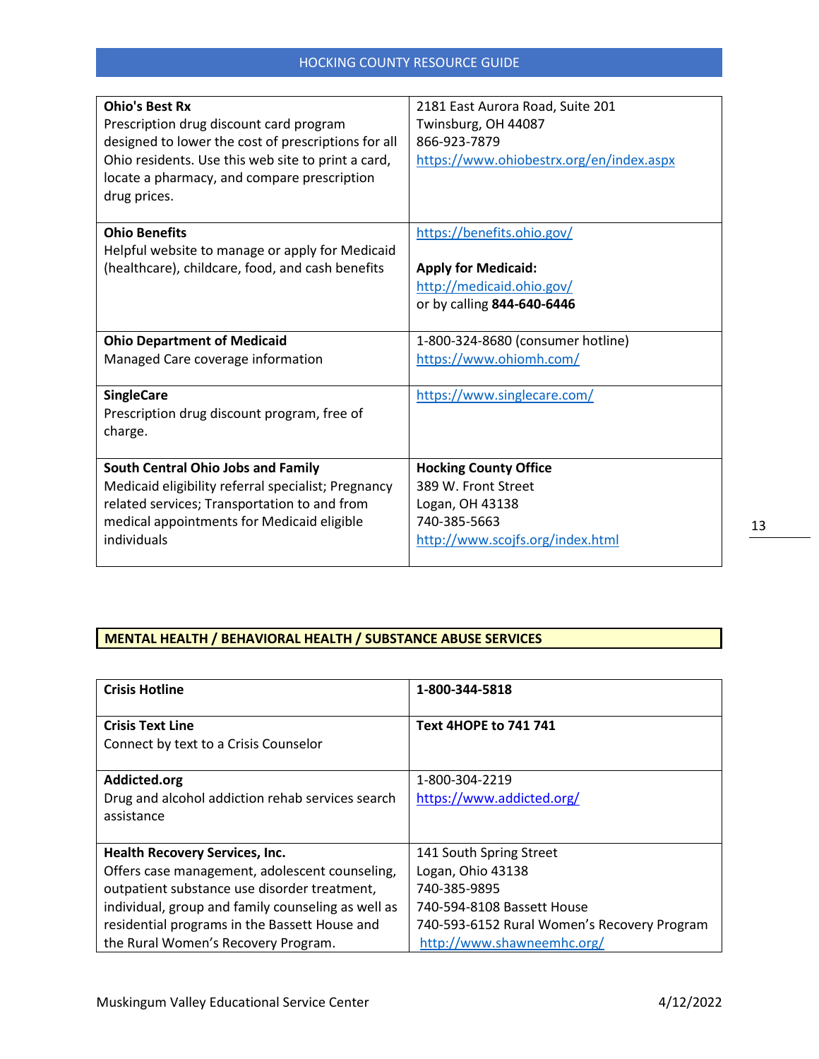| **Ohio's Best Rx**<br>Prescription drug discount card program designed to lower the cost of prescriptions for all Ohio residents. Use this web site to print a card, locate a pharmacy, and compare prescription drug prices. | 2181 East Aurora Road, Suite 201<br>Twinsburg, OH 44087<br>866-923-7879<br>https://www.ohiobestrx.org/en/index.aspx |
|---|---|
| **Ohio Benefits**<br>Helpful website to manage or apply for Medicaid (healthcare), childcare, food, and cash benefits | https://benefits.ohio.gov/<br><br>**Apply for Medicaid:**<br>http://medicaid.ohio.gov/<br>or by calling **844-640-6446** |
| **Ohio Department of Medicaid**<br>Managed Care coverage information | 1-800-324-8680 (consumer hotline)<br>https://www.ohiomh.com/ |
| **SingleCare**<br>Prescription drug discount program, free of charge. | https://www.singlecare.com/ |
| **South Central Ohio Jobs and Family**<br>Medicaid eligibility referral specialist; Pregnancy related services; Transportation to and from medical appointments for Medicaid eligible individuals | **Hocking County Office**<br>389 W. Front Street<br>Logan, OH 43138<br>740-385-5663<br>http://www.scojfs.org/index.html |

## MENTAL HEALTH / BEHAVIORAL HEALTH / SUBSTANCE ABUSE SERVICES

| **Crisis Hotline** | **1-800-344-5818** |
|---|---|
| **Crisis Text Line**<br>Connect by text to a Crisis Counselor | **Text 4HOPE to 741 741** |
| **Addicted.org**<br>Drug and alcohol addiction rehab services search assistance | 1-800-304-2219<br>https://www.addicted.org/ |
| **Health Recovery Services, Inc.**<br>Offers case management, adolescent counseling, outpatient substance use disorder treatment, individual, group and family counseling as well as residential programs in the Bassett House and the Rural Women's Recovery Program. | 141 South Spring Street<br>Logan, Ohio 43138<br>740-385-9895<br>740-594-8108 Bassett House<br>740-593-6152 Rural Women's Recovery Program<br>http://www.shawneemhc.org/ |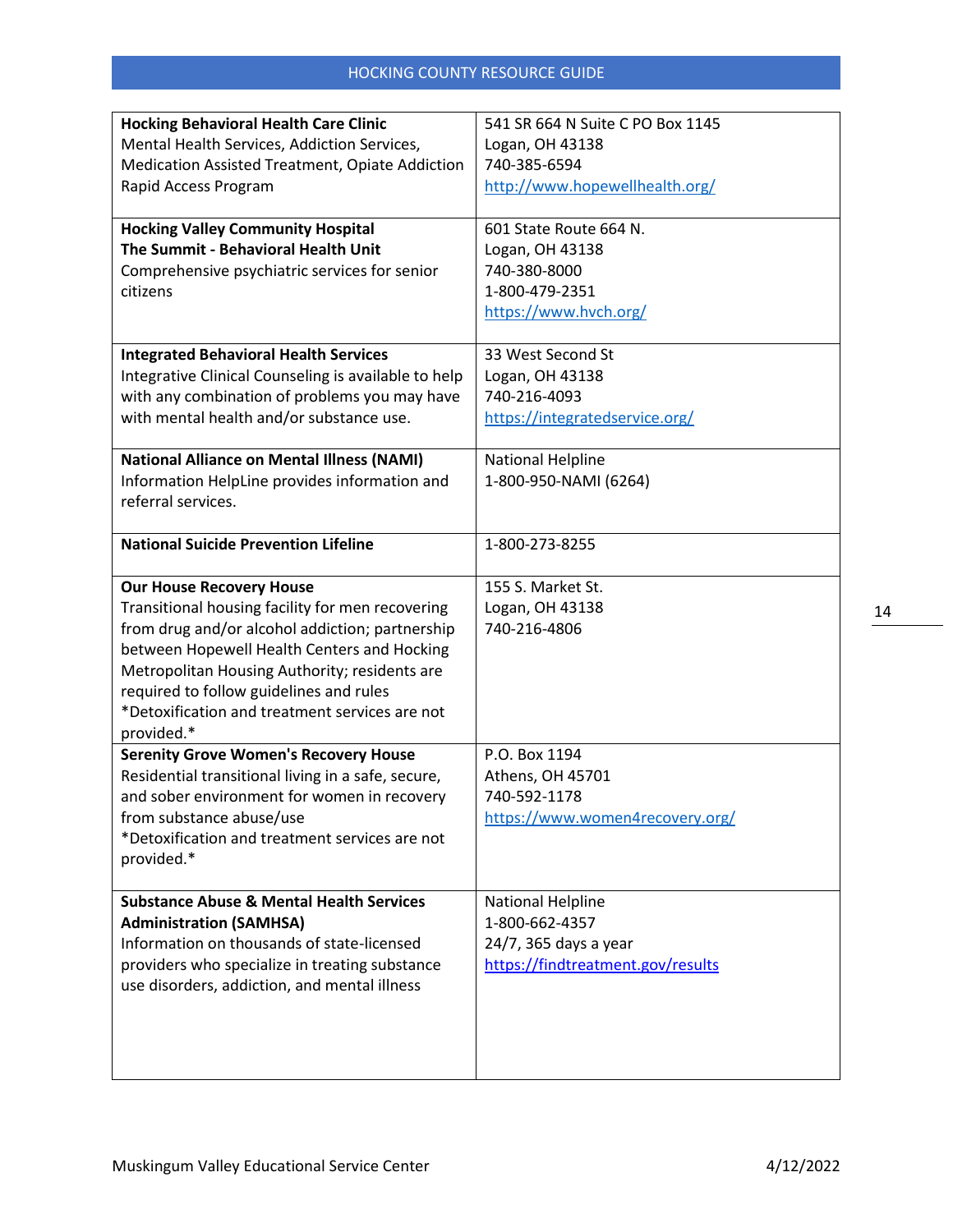| | |
|---|---|
| **Hocking Behavioral Health Care Clinic**<br>Mental Health Services, Addiction Services, Medication Assisted Treatment, Opiate Addiction Rapid Access Program | 541 SR 664 N Suite C PO Box 1145<br>Logan, OH 43138<br>740-385-6594<br>http://www.hopewellhealth.org/ |
| **Hocking Valley Community Hospital**<br>**The Summit - Behavioral Health Unit**<br>Comprehensive psychiatric services for senior citizens | 601 State Route 664 N.<br>Logan, OH 43138<br>740-380-8000<br>1-800-479-2351<br>https://www.hvch.org/ |
| **Integrated Behavioral Health Services**<br>Integrative Clinical Counseling is available to help with any combination of problems you may have with mental health and/or substance use. | 33 West Second St<br>Logan, OH 43138<br>740-216-4093<br>https://integratedservice.org/ |
| **National Alliance on Mental Illness (NAMI)**<br>Information HelpLine provides information and referral services. | National Helpline<br>1-800-950-NAMI (6264) |
| **National Suicide Prevention Lifeline** | 1-800-273-8255 |
| **Our House Recovery House**<br>Transitional housing facility for men recovering from drug and/or alcohol addiction; partnership between Hopewell Health Centers and Hocking Metropolitan Housing Authority; residents are required to follow guidelines and rules<br>*Detoxification and treatment services are not provided.* | 155 S. Market St.<br>Logan, OH 43138<br>740-216-4806 |
| **Serenity Grove Women's Recovery House**<br>Residential transitional living in a safe, secure, and sober environment for women in recovery from substance abuse/use<br>*Detoxification and treatment services are not provided.* | P.O. Box 1194<br>Athens, OH 45701<br>740-592-1178<br>https://www.women4recovery.org/ |
| **Substance Abuse & Mental Health Services Administration (SAMHSA)**<br>Information on thousands of state-licensed providers who specialize in treating substance use disorders, addiction, and mental illness | National Helpline<br>1-800-662-4357<br>24/7, 365 days a year<br>https://findtreatment.gov/results |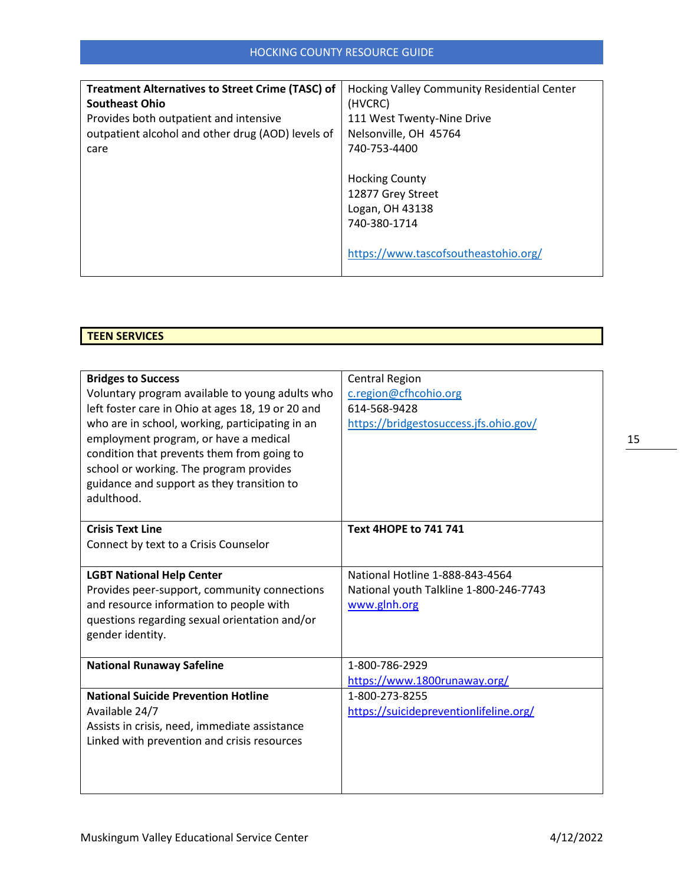| **Treatment Alternatives to Street Crime (TASC) of Southeast Ohio**<br>Provides both outpatient and intensive outpatient alcohol and other drug (AOD) levels of care | Hocking Valley Community Residential Center (HVCRC)<br>111 West Twenty-Nine Drive<br>Nelsonville, OH 45764<br>740-753-4400<br><br>Hocking County<br>12877 Grey Street<br>Logan, OH 43138<br>740-380-1714<br><br>https://www.tascofsoutheastohio.org/ |
|---|---|

## TEEN SERVICES

| **Bridges to Success**<br>Voluntary program available to young adults who left foster care in Ohio at ages 18, 19 or 20 and who are in school, working, participating in an employment program, or have a medical condition that prevents them from going to school or working. The program provides guidance and support as they transition to adulthood. | Central Region<br>c.region@cfhcohio.org<br>614-568-9428<br>https://bridgestosuccess.jfs.ohio.gov/ |
|---|---|
| **Crisis Text Line**<br>Connect by text to a Crisis Counselor | **Text 4HOPE to 741 741** |
| **LGBT National Help Center**<br>Provides peer-support, community connections and resource information to people with questions regarding sexual orientation and/or gender identity. | National Hotline 1-888-843-4564<br>National youth Talkline 1-800-246-7743<br>www.glnh.org |
| **National Runaway Safeline** | 1-800-786-2929<br>https://www.1800runaway.org/ |
| **National Suicide Prevention Hotline**<br>Available 24/7<br>Assists in crisis, need, immediate assistance<br>Linked with prevention and crisis resources | 1-800-273-8255<br>https://suicidepreventionlifeline.org/ |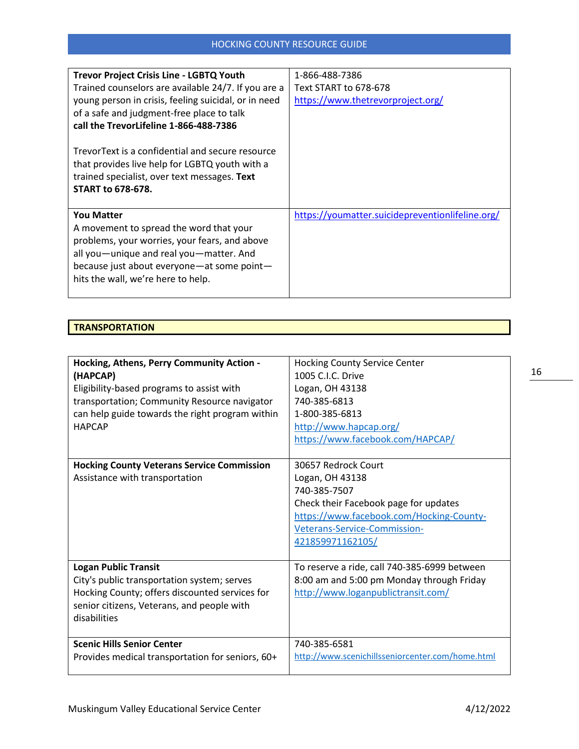| **Trevor Project Crisis Line - LGBTQ Youth**<br>Trained counselors are available 24/7. If you are a young person in crisis, feeling suicidal, or in need of a safe and judgment-free place to talk **call the TrevorLifeline 1-866-488-7386**<br><br>TrevorText is a confidential and secure resource that provides live help for LGBTQ youth with a trained specialist, over text messages. **Text START to 678-678.** | 1-866-488-7386<br>Text START to 678-678<br>https://www.thetrevorproject.org/ |
|---|---|
| **You Matter**<br>A movement to spread the word that your problems, your worries, your fears, and above all you—unique and real you—matter. And because just about everyone—at some point—hits the wall, we're here to help. | https://youmatter.suicidepreventionlifeline.org/ |

## TRANSPORTATION

| **Hocking, Athens, Perry Community Action - (HAPCAP)**<br>Eligibility-based programs to assist with transportation; Community Resource navigator can help guide towards the right program within HAPCAP | Hocking County Service Center<br>1005 C.I.C. Drive<br>Logan, OH 43138<br>740-385-6813<br>1-800-385-6813<br>http://www.hapcap.org/<br>https://www.facebook.com/HAPCAP/ |
|---|---|
| **Hocking County Veterans Service Commission**<br>Assistance with transportation | 30657 Redrock Court<br>Logan, OH 43138<br>740-385-7507<br>Check their Facebook page for updates<br>https://www.facebook.com/Hocking-County-Veterans-Service-Commission-421859971162105/ |
| **Logan Public Transit**<br>City's public transportation system; serves Hocking County; offers discounted services for senior citizens, Veterans, and people with disabilities | To reserve a ride, call 740-385-6999 between 8:00 am and 5:00 pm Monday through Friday<br>http://www.loganpublictransit.com/ |
| **Scenic Hills Senior Center**<br>Provides medical transportation for seniors, 60+ | 740-385-6581<br>http://www.scenichillsseniorcenter.com/home.html |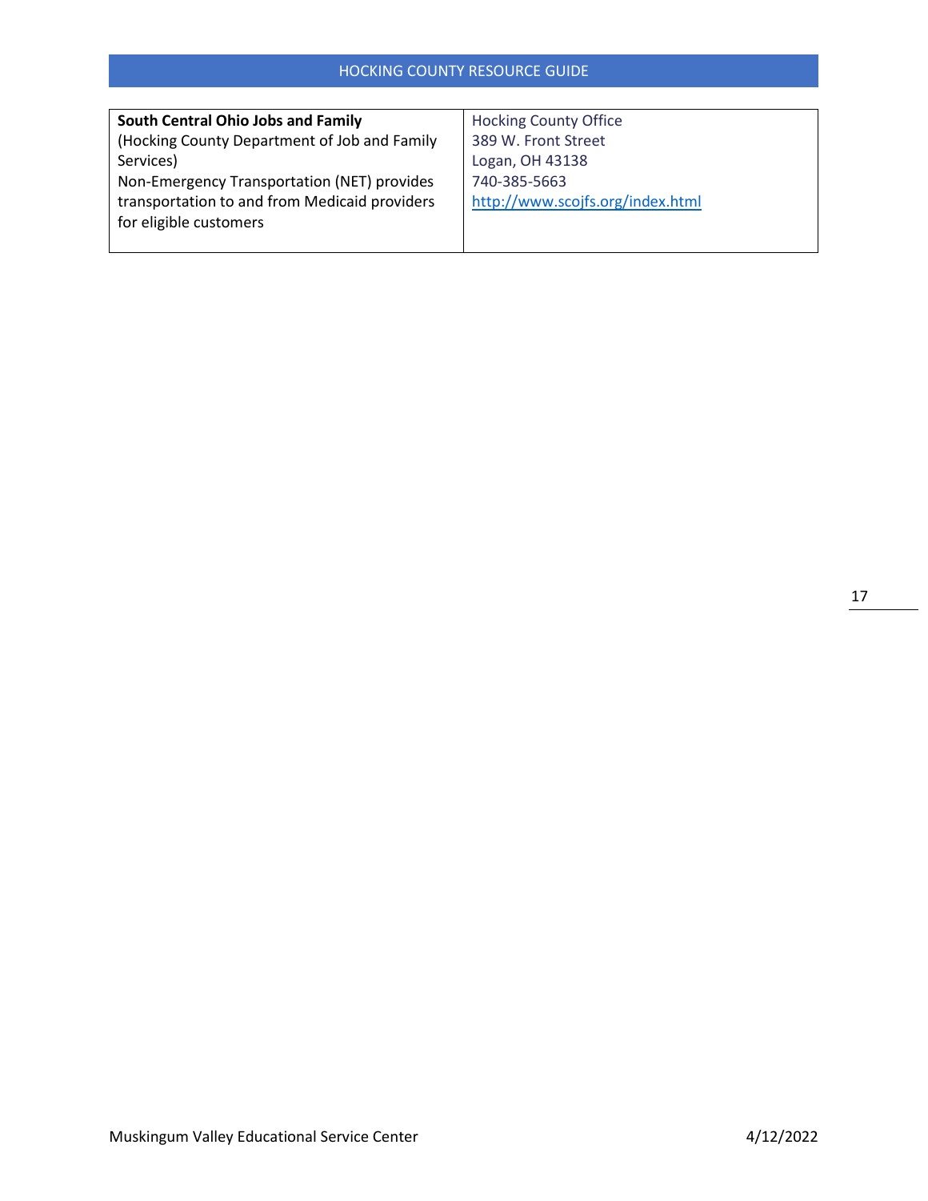| | |
|---|---|
| **South Central Ohio Jobs and Family**<br>(Hocking County Department of Job and Family Services)<br>Non-Emergency Transportation (NET) provides transportation to and from Medicaid providers for eligible customers | Hocking County Office<br>389 W. Front Street<br>Logan, OH 43138<br>740-385-5663<br>http://www.scojfs.org/index.html |